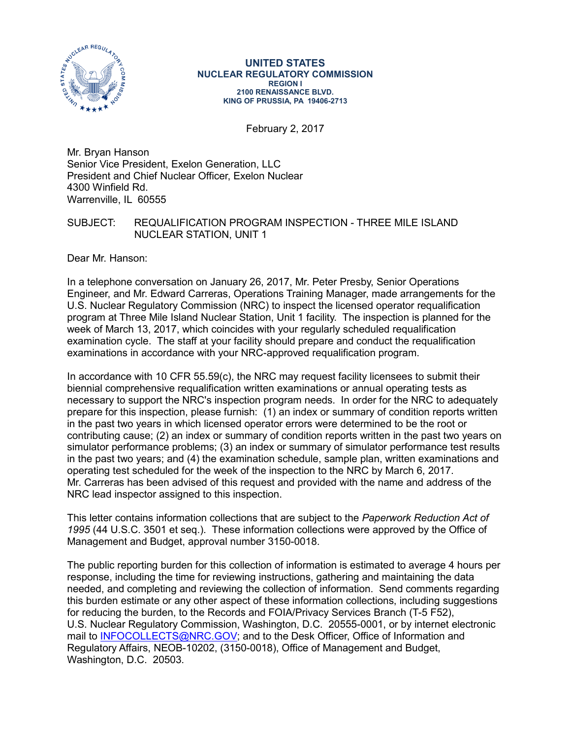**UNITED STATES**
**NUCLEAR REGULATORY COMMISSION**
**REGION I**
**2100 RENAISSANCE BLVD.**
**KING OF PRUSSIA, PA 19406-2713**

February 2, 2017

Mr. Bryan Hanson
Senior Vice President, Exelon Generation, LLC
President and Chief Nuclear Officer, Exelon Nuclear
4300 Winfield Rd.
Warrenville, IL 60555

SUBJECT: REQUALIFICATION PROGRAM INSPECTION - THREE MILE ISLAND NUCLEAR STATION, UNIT 1

Dear Mr. Hanson:

In a telephone conversation on January 26, 2017, Mr. Peter Presby, Senior Operations Engineer, and Mr. Edward Carreras, Operations Training Manager, made arrangements for the U.S. Nuclear Regulatory Commission (NRC) to inspect the licensed operator requalification program at Three Mile Island Nuclear Station, Unit 1 facility. The inspection is planned for the week of March 13, 2017, which coincides with your regularly scheduled requalification examination cycle. The staff at your facility should prepare and conduct the requalification examinations in accordance with your NRC-approved requalification program.

In accordance with 10 CFR 55.59(c), the NRC may request facility licensees to submit their biennial comprehensive requalification written examinations or annual operating tests as necessary to support the NRC's inspection program needs. In order for the NRC to adequately prepare for this inspection, please furnish: (1) an index or summary of condition reports written in the past two years in which licensed operator errors were determined to be the root or contributing cause; (2) an index or summary of condition reports written in the past two years on simulator performance problems; (3) an index or summary of simulator performance test results in the past two years; and (4) the examination schedule, sample plan, written examinations and operating test scheduled for the week of the inspection to the NRC by March 6, 2017. Mr. Carreras has been advised of this request and provided with the name and address of the NRC lead inspector assigned to this inspection.

This letter contains information collections that are subject to the *Paperwork Reduction Act of 1995* (44 U.S.C. 3501 et seq.). These information collections were approved by the Office of Management and Budget, approval number 3150-0018.

The public reporting burden for this collection of information is estimated to average 4 hours per response, including the time for reviewing instructions, gathering and maintaining the data needed, and completing and reviewing the collection of information. Send comments regarding this burden estimate or any other aspect of these information collections, including suggestions for reducing the burden, to the Records and FOIA/Privacy Services Branch (T-5 F52), U.S. Nuclear Regulatory Commission, Washington, D.C. 20555-0001, or by internet electronic mail to INFOCOLLECTS@NRC.GOV; and to the Desk Officer, Office of Information and Regulatory Affairs, NEOB-10202, (3150-0018), Office of Management and Budget, Washington, D.C. 20503.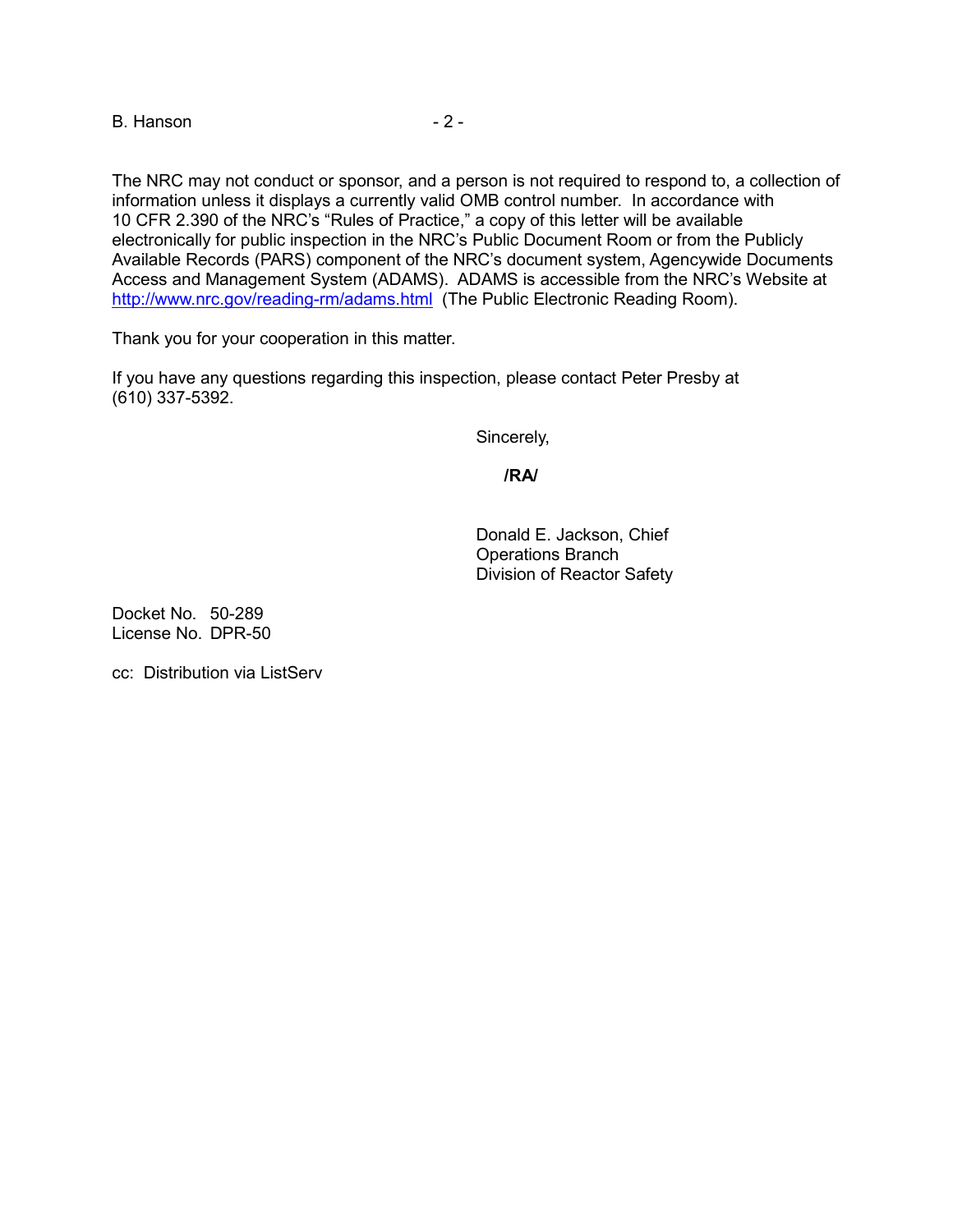The NRC may not conduct or sponsor, and a person is not required to respond to, a collection of information unless it displays a currently valid OMB control number. In accordance with 10 CFR 2.390 of the NRC's "Rules of Practice," a copy of this letter will be available electronically for public inspection in the NRC's Public Document Room or from the Publicly Available Records (PARS) component of the NRC's document system, Agencywide Documents Access and Management System (ADAMS). ADAMS is accessible from the NRC's Website at http://www.nrc.gov/reading-rm/adams.html (The Public Electronic Reading Room).

Thank you for your cooperation in this matter.

If you have any questions regarding this inspection, please contact Peter Presby at (610) 337-5392.

Sincerely,

**/RA/**

Donald E. Jackson, Chief
Operations Branch
Division of Reactor Safety

Docket No. 50-289
License No. DPR-50

cc: Distribution via ListServ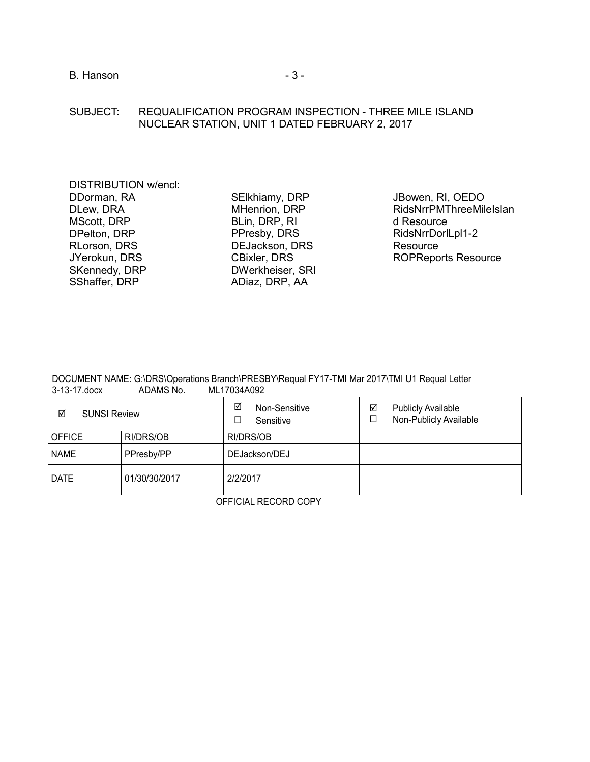B. Hanson

SUBJECT: REQUALIFICATION PROGRAM INSPECTION - THREE MILE ISLAND NUCLEAR STATION, UNIT 1 DATED FEBRUARY 2, 2017

DISTRIBUTION w/encl:

DDorman, RA
DLew, DRA
MScott, DRP
DPelton, DRP
RLorson, DRS
JYerokun, DRS
SKennedy, DRP
SShaffer, DRP
SElkhiamy, DRP
MHenrion, DRP
BLin, DRP, RI
PPresby, DRS
DEJackson, DRS
CBixler, DRS
DWerkheiser, SRI
ADiaz, DRP, AA
JBowen, RI, OEDO
RidsNrrPMThreeMileIsland Resource
RidsNrrDorlLpl1-2 Resource
ROPReports Resource

DOCUMENT NAME: G:\DRS\Operations Branch\PRESBY\Requal FY17-TMI Mar 2017\TMI U1 Requal Letter 3-13-17.docx ADAMS No. ML17034A092

| | | | |
|---|---|---|---|
| ☑ SUNSI Review | | ☑ Non-Sensitive<br>☐ Sensitive | ☑ Publicly Available<br>☐ Non-Publicly Available |
| OFFICE | RI/DRS/OB | RI/DRS/OB | |
| NAME | PPresby/PP | DEJackson/DEJ | |
| DATE | 01/30/30/2017 | 2/2/2017 | |

OFFICIAL RECORD COPY